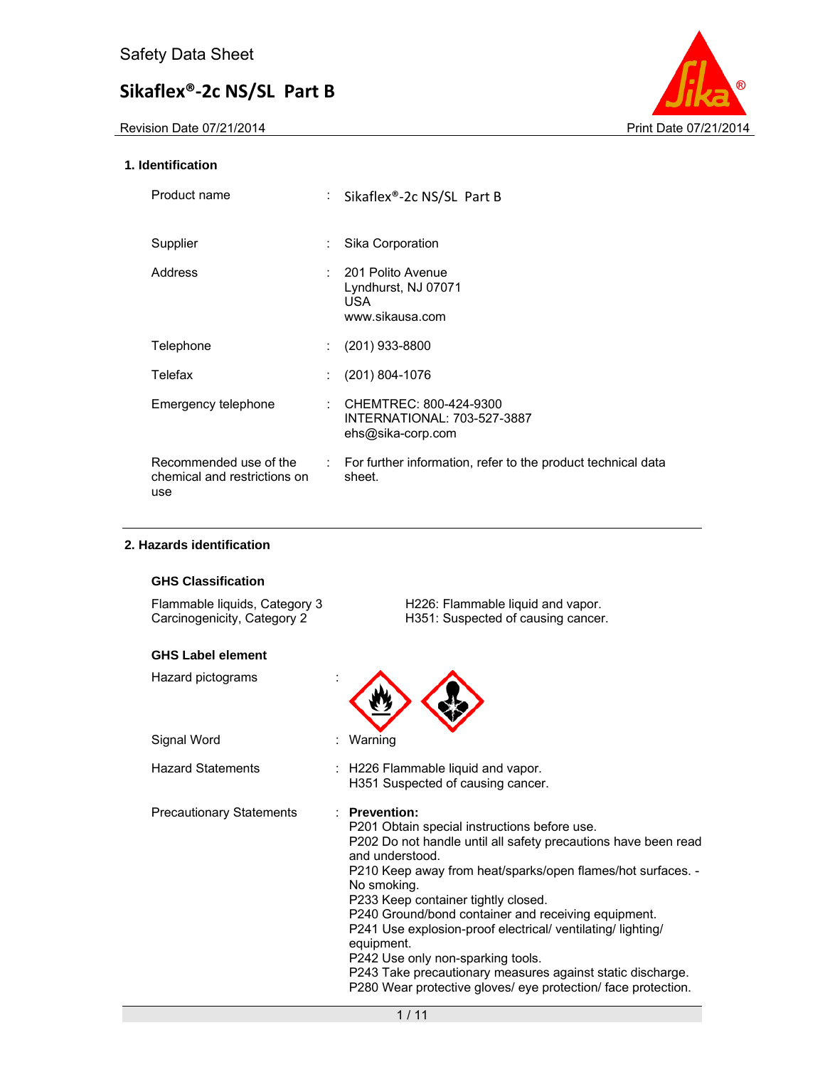Safety Data Sheet

# Sikaflex®-2c NS/SL Part B

Revision Date 07/21/2014 Print Date 07/21/2014

## 1. Identification

| | | |
|---|---|---|
| Product name | : | Sikaflex®-2c NS/SL Part B |
| Supplier | : | Sika Corporation |
| Address | : | 201 Polito Avenue<br>Lyndhurst, NJ 07071<br>USA<br>www.sikausa.com |
| Telephone | : | (201) 933-8800 |
| Telefax | : | (201) 804-1076 |
| Emergency telephone | : | CHEMTREC: 800-424-9300<br>INTERNATIONAL: 703-527-3887<br>ehs@sika-corp.com |
| Recommended use of the chemical and restrictions on use | : | For further information, refer to the product technical data sheet. |

## 2. Hazards identification

### GHS Classification

| | |
|---|---|
| Flammable liquids, Category 3 | H226: Flammable liquid and vapor. |
| Carcinogenicity, Category 2 | H351: Suspected of causing cancer. |

### GHS Label element

Hazard pictograms :

Signal Word : Warning

Hazard Statements : H226 Flammable liquid and vapor.
H351 Suspected of causing cancer.

Precautionary Statements : **Prevention:**
P201 Obtain special instructions before use.
P202 Do not handle until all safety precautions have been read and understood.
P210 Keep away from heat/sparks/open flames/hot surfaces. - No smoking.
P233 Keep container tightly closed.
P240 Ground/bond container and receiving equipment.
P241 Use explosion-proof electrical/ ventilating/ lighting/ equipment.
P242 Use only non-sparking tools.
P243 Take precautionary measures against static discharge.
P280 Wear protective gloves/ eye protection/ face protection.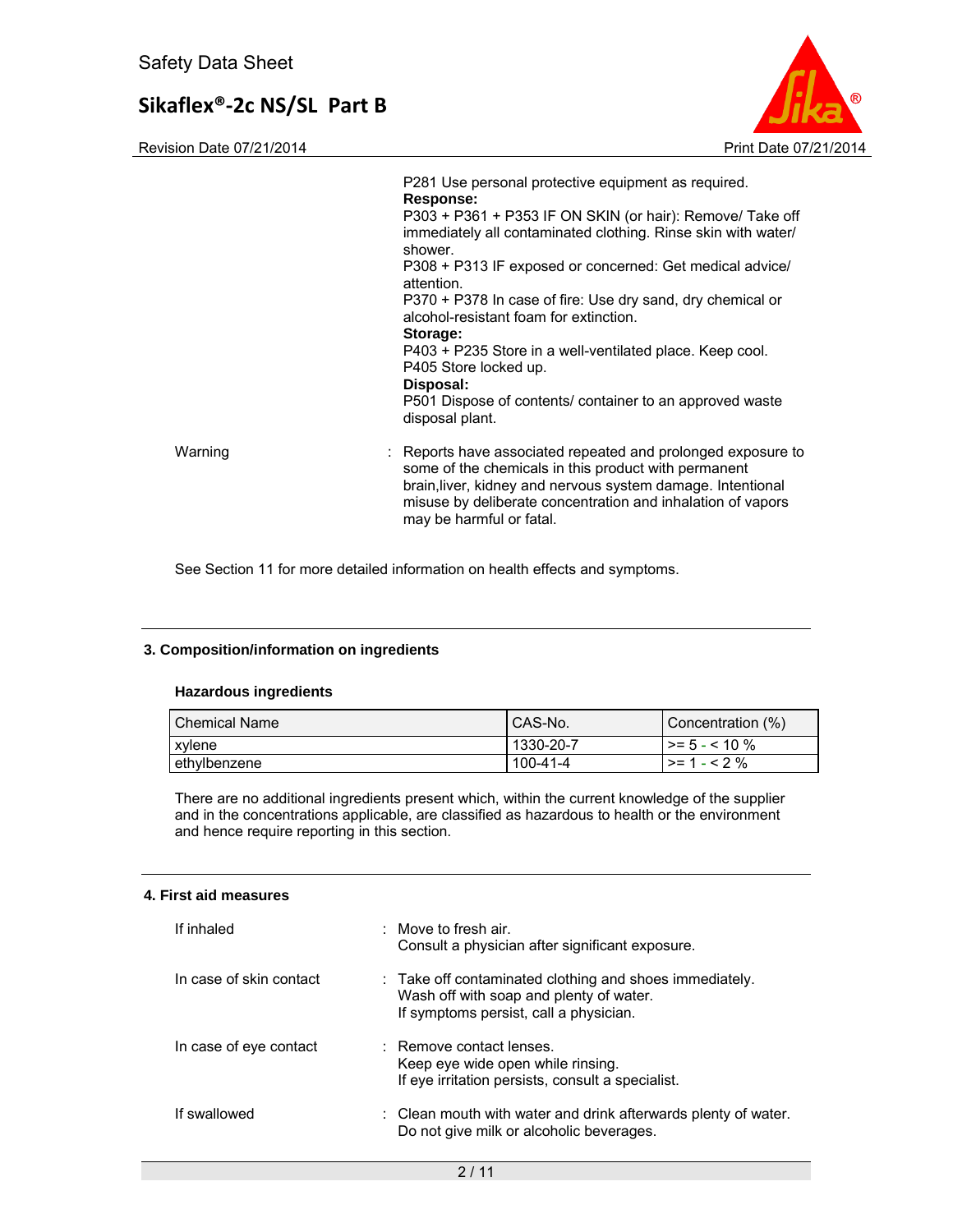P281 Use personal protective equipment as required.

**Response:**

P303 + P361 + P353 IF ON SKIN (or hair): Remove/ Take off immediately all contaminated clothing. Rinse skin with water/ shower.

P308 + P313 IF exposed or concerned: Get medical advice/ attention.

P370 + P378 In case of fire: Use dry sand, dry chemical or alcohol-resistant foam for extinction.

**Storage:**

P403 + P235 Store in a well-ventilated place. Keep cool.

P405 Store locked up.

**Disposal:**

P501 Dispose of contents/ container to an approved waste disposal plant.

Warning : Reports have associated repeated and prolonged exposure to some of the chemicals in this product with permanent brain,liver, kidney and nervous system damage. Intentional misuse by deliberate concentration and inhalation of vapors may be harmful or fatal.

See Section 11 for more detailed information on health effects and symptoms.

## 3. Composition/information on ingredients

### Hazardous ingredients

| Chemical Name | CAS-No. | Concentration (%) |
|---|---|---|
| xylene | 1330-20-7 | >= 5 - < 10 % |
| ethylbenzene | 100-41-4 | >= 1 - < 2 % |

There are no additional ingredients present which, within the current knowledge of the supplier and in the concentrations applicable, are classified as hazardous to health or the environment and hence require reporting in this section.

## 4. First aid measures

If inhaled : Move to fresh air.
Consult a physician after significant exposure.

In case of skin contact : Take off contaminated clothing and shoes immediately.
Wash off with soap and plenty of water.
If symptoms persist, call a physician.

In case of eye contact : Remove contact lenses.
Keep eye wide open while rinsing.
If eye irritation persists, consult a specialist.

If swallowed : Clean mouth with water and drink afterwards plenty of water.
Do not give milk or alcoholic beverages.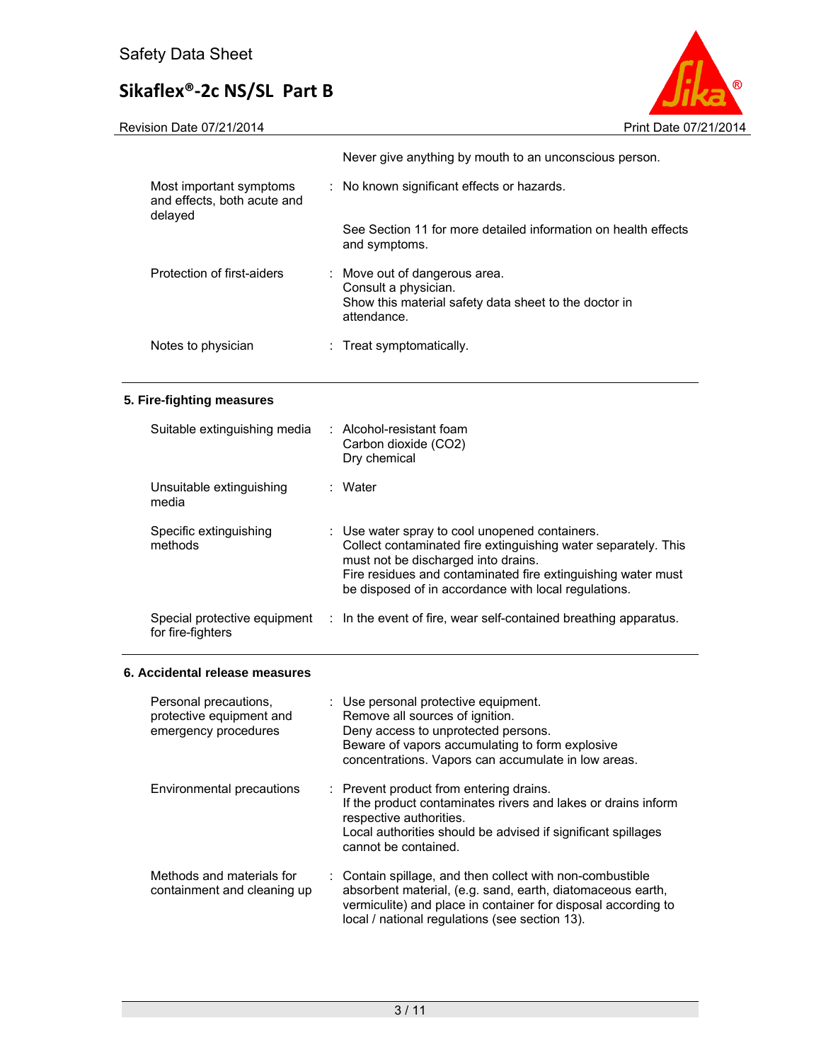| | |
|---|---|
| | Never give anything by mouth to an unconscious person. |
| Most important symptoms and effects, both acute and delayed | : No known significant effects or hazards.<br><br>See Section 11 for more detailed information on health effects and symptoms. |
| Protection of first-aiders | : Move out of dangerous area.<br>Consult a physician.<br>Show this material safety data sheet to the doctor in attendance. |
| Notes to physician | : Treat symptomatically. |

## 5. Fire-fighting measures

| | |
|---|---|
| Suitable extinguishing media | : Alcohol-resistant foam<br>Carbon dioxide ($CO_2$)<br>Dry chemical |
| Unsuitable extinguishing media | : Water |
| Specific extinguishing methods | : Use water spray to cool unopened containers.<br>Collect contaminated fire extinguishing water separately. This must not be discharged into drains.<br>Fire residues and contaminated fire extinguishing water must be disposed of in accordance with local regulations. |
| Special protective equipment for fire-fighters | : In the event of fire, wear self-contained breathing apparatus. |

## 6. Accidental release measures

| | |
|---|---|
| Personal precautions, protective equipment and emergency procedures | : Use personal protective equipment.<br>Remove all sources of ignition.<br>Deny access to unprotected persons.<br>Beware of vapors accumulating to form explosive concentrations. Vapors can accumulate in low areas. |
| Environmental precautions | : Prevent product from entering drains.<br>If the product contaminates rivers and lakes or drains inform respective authorities.<br>Local authorities should be advised if significant spillages cannot be contained. |
| Methods and materials for containment and cleaning up | : Contain spillage, and then collect with non-combustible absorbent material, (e.g. sand, earth, diatomaceous earth, vermiculite) and place in container for disposal according to local / national regulations (see section 13). |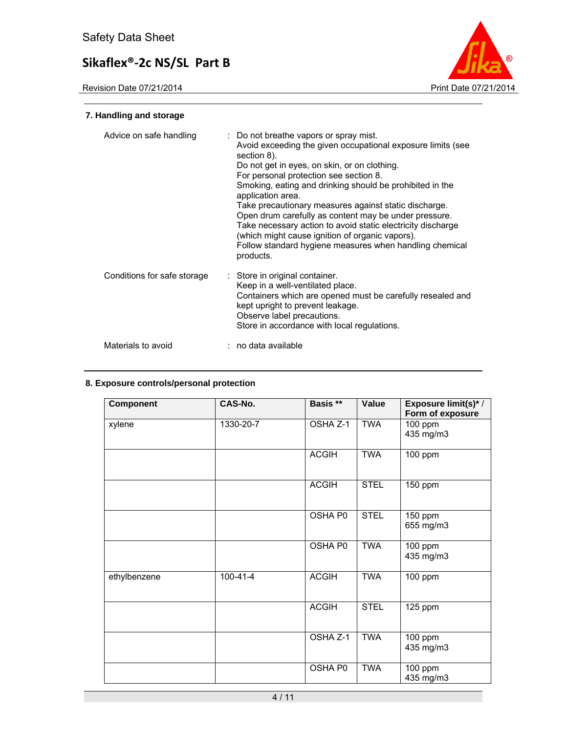## 7. Handling and storage

| | |
|---|---|
| Advice on safe handling | : Do not breathe vapors or spray mist.<br>Avoid exceeding the given occupational exposure limits (see section 8).<br>Do not get in eyes, on skin, or on clothing.<br>For personal protection see section 8.<br>Smoking, eating and drinking should be prohibited in the application area.<br>Take precautionary measures against static discharge.<br>Open drum carefully as content may be under pressure.<br>Take necessary action to avoid static electricity discharge (which might cause ignition of organic vapors).<br>Follow standard hygiene measures when handling chemical products. |
| Conditions for safe storage | : Store in original container.<br>Keep in a well-ventilated place.<br>Containers which are opened must be carefully resealed and kept upright to prevent leakage.<br>Observe label precautions.<br>Store in accordance with local regulations. |
| Materials to avoid | : no data available |

## 8. Exposure controls/personal protection

| Component | CAS-No. | Basis ** | Value | Exposure limit(s)* / Form of exposure |
|---|---|---|---|---|
| xylene | 1330-20-7 | OSHA Z-1 | TWA | 100 ppm<br>435 mg/m3 |
| | | ACGIH | TWA | 100 ppm |
| | | ACGIH | STEL | 150 ppm |
| | | OSHA P0 | STEL | 150 ppm<br>655 mg/m3 |
| | | OSHA P0 | TWA | 100 ppm<br>435 mg/m3 |
| ethylbenzene | 100-41-4 | ACGIH | TWA | 100 ppm |
| | | ACGIH | STEL | 125 ppm |
| | | OSHA Z-1 | TWA | 100 ppm<br>435 mg/m3 |
| | | OSHA P0 | TWA | 100 ppm<br>435 mg/m3 |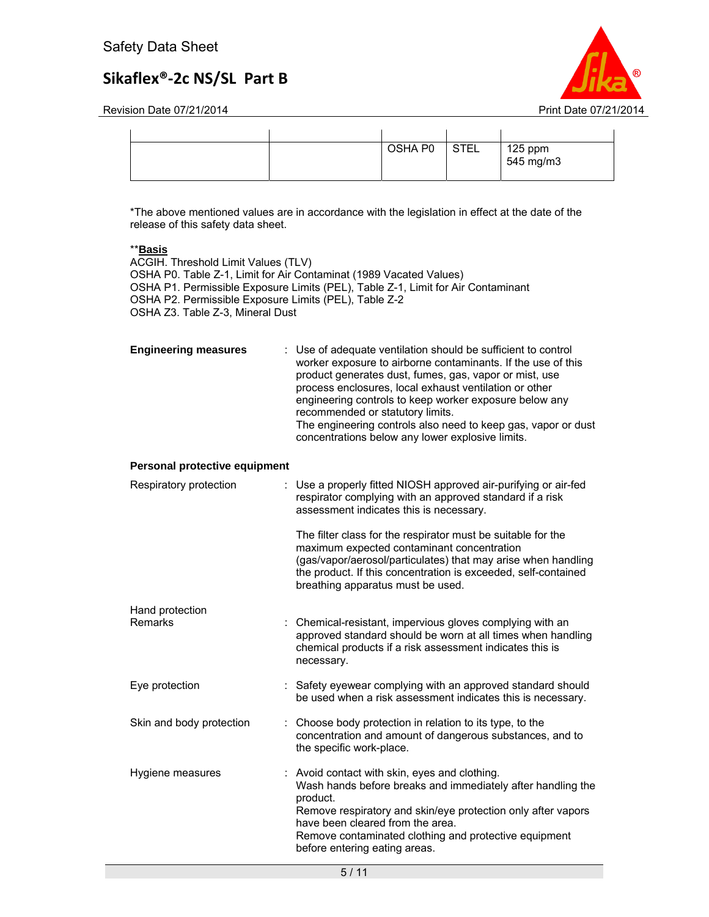| | | | | |
|---|---|---|---|---|
| | | OSHA P0 | STEL | 125 ppm<br>545 mg/m3 |

*The above mentioned values are in accordance with the legislation in effect at the date of the release of this safety data sheet.

**__Basis__**
ACGIH. Threshold Limit Values (TLV)
OSHA P0. Table Z-1, Limit for Air Contaminat (1989 Vacated Values)
OSHA P1. Permissible Exposure Limits (PEL), Table Z-1, Limit for Air Contaminant
OSHA P2. Permissible Exposure Limits (PEL), Table Z-2
OSHA Z3. Table Z-3, Mineral Dust

**Engineering measures** : Use of adequate ventilation should be sufficient to control worker exposure to airborne contaminants. If the use of this product generates dust, fumes, gas, vapor or mist, use process enclosures, local exhaust ventilation or other engineering controls to keep worker exposure below any recommended or statutory limits.
The engineering controls also need to keep gas, vapor or dust concentrations below any lower explosive limits.

**Personal protective equipment**

Respiratory protection : Use a properly fitted NIOSH approved air-purifying or air-fed respirator complying with an approved standard if a risk assessment indicates this is necessary.

The filter class for the respirator must be suitable for the maximum expected contaminant concentration (gas/vapor/aerosol/particulates) that may arise when handling the product. If this concentration is exceeded, self-contained breathing apparatus must be used.

Hand protection
Remarks : Chemical-resistant, impervious gloves complying with an approved standard should be worn at all times when handling chemical products if a risk assessment indicates this is necessary.

Eye protection : Safety eyewear complying with an approved standard should be used when a risk assessment indicates this is necessary.

Skin and body protection : Choose body protection in relation to its type, to the concentration and amount of dangerous substances, and to the specific work-place.

Hygiene measures : Avoid contact with skin, eyes and clothing.
Wash hands before breaks and immediately after handling the product.
Remove respiratory and skin/eye protection only after vapors have been cleared from the area.
Remove contaminated clothing and protective equipment before entering eating areas.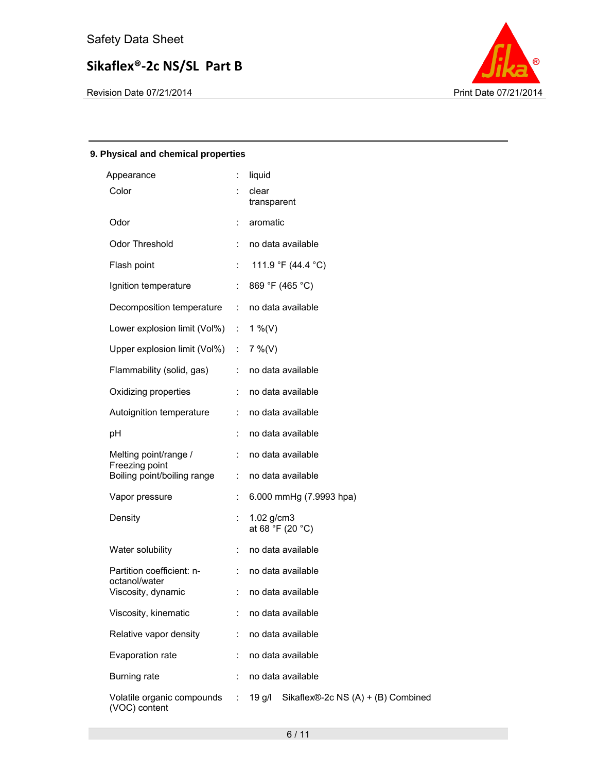## 9. Physical and chemical properties

| Property | | Value |
|---|---|---|
| Appearance | : | liquid |
| Color | : | clear<br>transparent |
| Odor | : | aromatic |
| Odor Threshold | : | no data available |
| Flash point | : | 111.9 °F (44.4 °C) |
| Ignition temperature | : | 869 °F (465 °C) |
| Decomposition temperature | : | no data available |
| Lower explosion limit (Vol%) | : | 1 %(V) |
| Upper explosion limit (Vol%) | : | 7 %(V) |
| Flammability (solid, gas) | : | no data available |
| Oxidizing properties | : | no data available |
| Autoignition temperature | : | no data available |
| pH | : | no data available |
| Melting point/range / Freezing point | : | no data available |
| Boiling point/boiling range | : | no data available |
| Vapor pressure | : | 6.000 mmHg (7.9993 hpa) |
| Density | : | 1.02 g/cm3<br>at 68 °F (20 °C) |
| Water solubility | : | no data available |
| Partition coefficient: n-octanol/water | : | no data available |
| Viscosity, dynamic | : | no data available |
| Viscosity, kinematic | : | no data available |
| Relative vapor density | : | no data available |
| Evaporation rate | : | no data available |
| Burning rate | : | no data available |
| Volatile organic compounds (VOC) content | : | 19 g/l Sikaflex®-2c NS (A) + (B) Combined |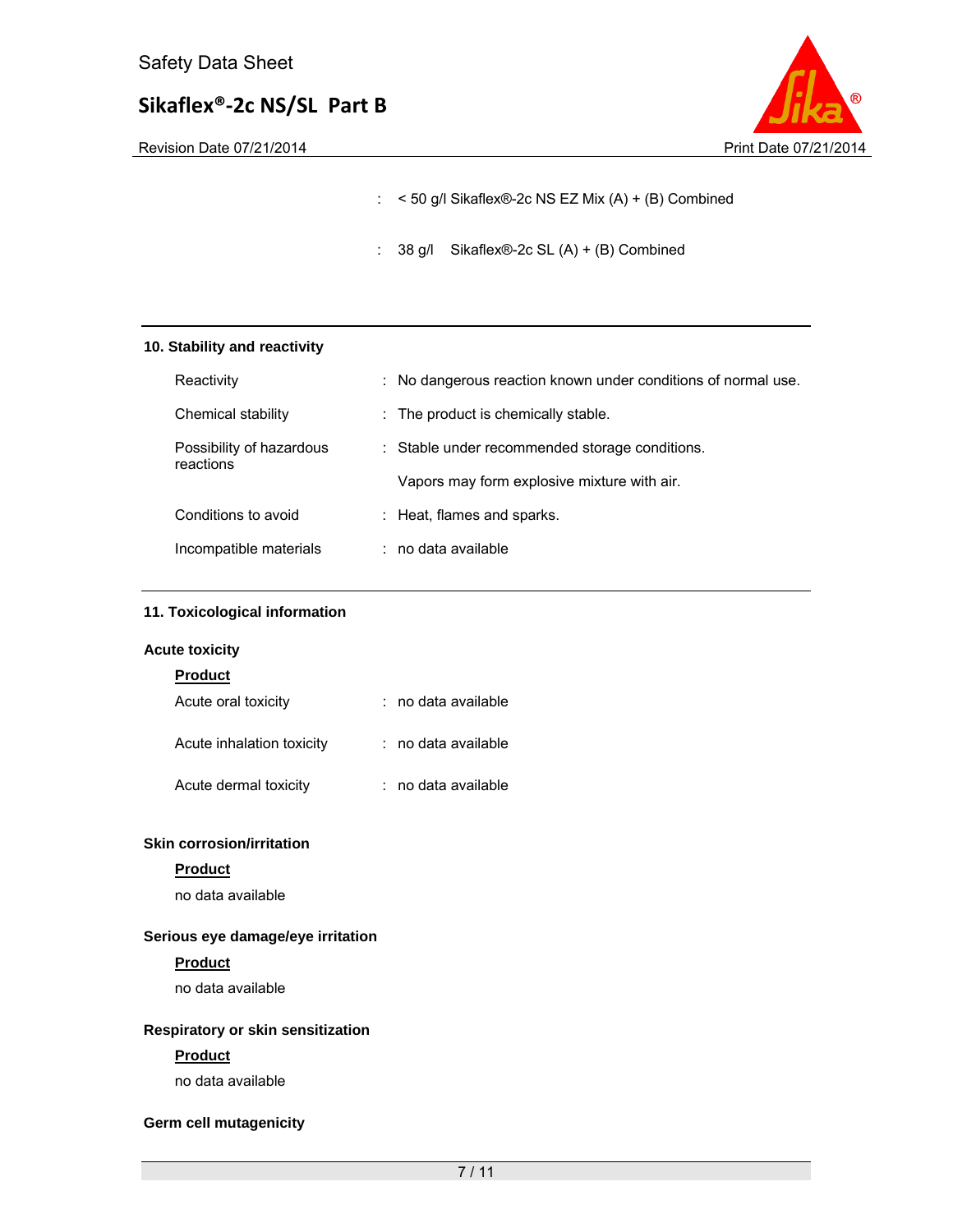: < 50 g/l Sikaflex®-2c NS EZ Mix (A) + (B) Combined

: 38 g/l Sikaflex®-2c SL (A) + (B) Combined

## 10. Stability and reactivity

| | |
|---|---|
| Reactivity | : No dangerous reaction known under conditions of normal use. |
| Chemical stability | : The product is chemically stable. |
| Possibility of hazardous reactions | : Stable under recommended storage conditions.<br>Vapors may form explosive mixture with air. |
| Conditions to avoid | : Heat, flames and sparks. |
| Incompatible materials | : no data available |

## 11. Toxicological information

### Acute toxicity

**Product**

| | |
|---|---|
| Acute oral toxicity | : no data available |
| Acute inhalation toxicity | : no data available |
| Acute dermal toxicity | : no data available |

### Skin corrosion/irritation

**Product**

no data available

### Serious eye damage/eye irritation

**Product**

no data available

### Respiratory or skin sensitization

**Product**

no data available

### Germ cell mutagenicity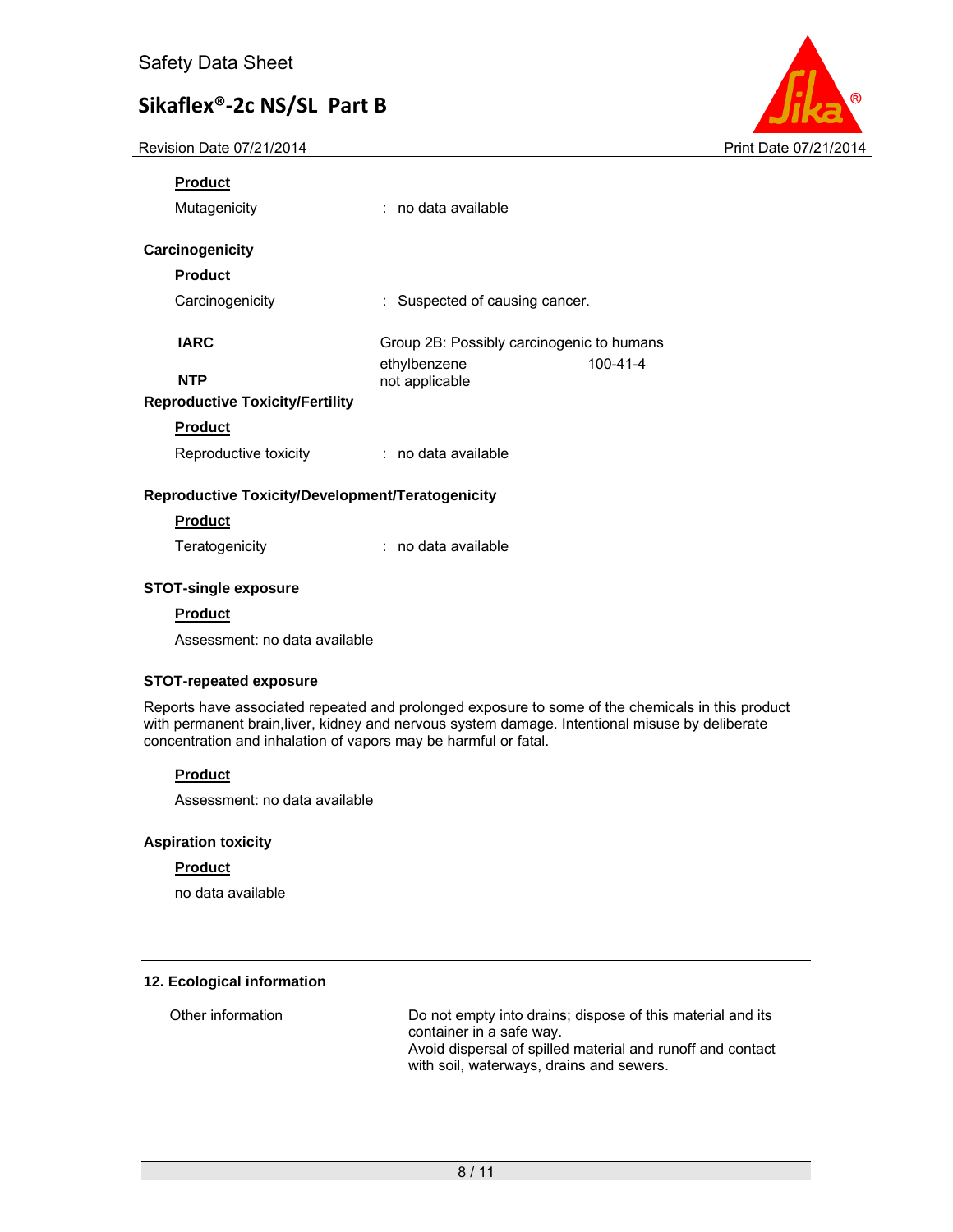**Product**

Mutagenicity : no data available

### Carcinogenicity

**Product**

Carcinogenicity : Suspected of causing cancer.

| | | |
|---|---|---|
| **IARC** | Group 2B: Possibly carcinogenic to humans | |
| | ethylbenzene | 100-41-4 |
| **NTP** | not applicable | |

### Reproductive Toxicity/Fertility

**Product**

Reproductive toxicity : no data available

### Reproductive Toxicity/Development/Teratogenicity

**Product**

Teratogenicity : no data available

### STOT-single exposure

**Product**

Assessment: no data available

### STOT-repeated exposure

Reports have associated repeated and prolonged exposure to some of the chemicals in this product with permanent brain,liver, kidney and nervous system damage. Intentional misuse by deliberate concentration and inhalation of vapors may be harmful or fatal.

**Product**

Assessment: no data available

### Aspiration toxicity

**Product**

no data available

## 12. Ecological information

Other information: Do not empty into drains; dispose of this material and its container in a safe way.
Avoid dispersal of spilled material and runoff and contact with soil, waterways, drains and sewers.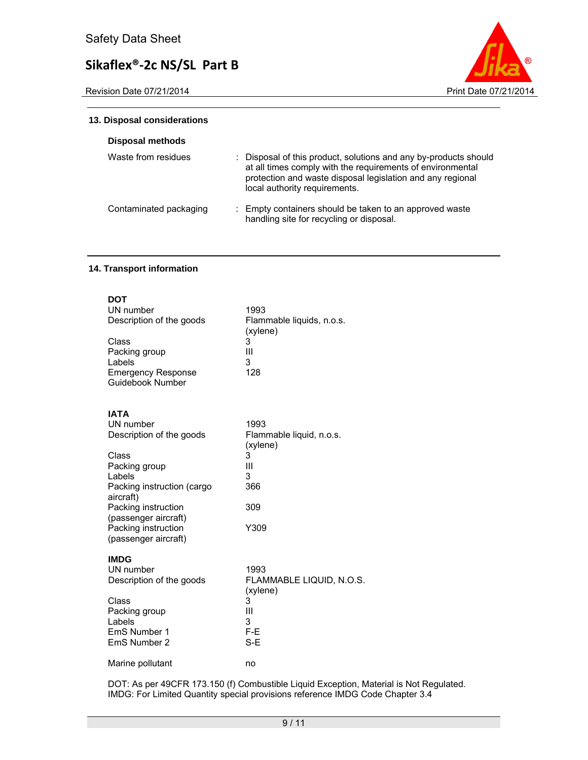## 13. Disposal considerations

### Disposal methods

| | |
|---|---|
| Waste from residues | : Disposal of this product, solutions and any by-products should at all times comply with the requirements of environmental protection and waste disposal legislation and any regional local authority requirements. |
| Contaminated packaging | : Empty containers should be taken to an approved waste handling site for recycling or disposal. |

## 14. Transport information

**DOT**

| | |
|---|---|
| UN number | 1993 |
| Description of the goods | Flammable liquids, n.o.s. (xylene) |
| Class | 3 |
| Packing group | III |
| Labels | 3 |
| Emergency Response Guidebook Number | 128 |

**IATA**

| | |
|---|---|
| UN number | 1993 |
| Description of the goods | Flammable liquid, n.o.s. (xylene) |
| Class | 3 |
| Packing group | III |
| Labels | 3 |
| Packing instruction (cargo aircraft) | 366 |
| Packing instruction (passenger aircraft) | 309 |
| Packing instruction (passenger aircraft) | Y309 |

**IMDG**

| | |
|---|---|
| UN number | 1993 |
| Description of the goods | FLAMMABLE LIQUID, N.O.S. (xylene) |
| Class | 3 |
| Packing group | III |
| Labels | 3 |
| EmS Number 1 | F-E |
| EmS Number 2 | S-E |
| Marine pollutant | no |

DOT: As per 49CFR 173.150 (f) Combustible Liquid Exception, Material is Not Regulated.
IMDG: For Limited Quantity special provisions reference IMDG Code Chapter 3.4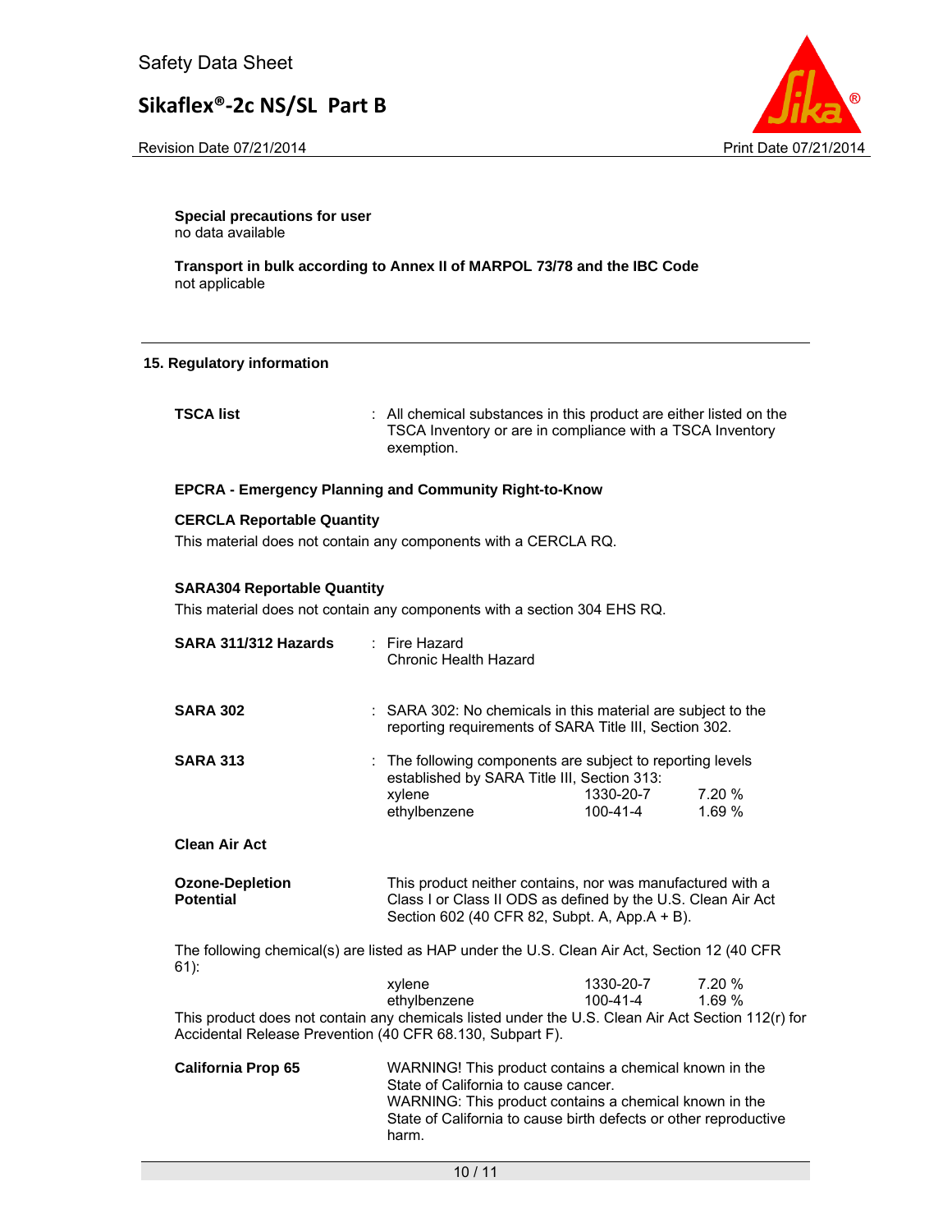**Special precautions for user**
no data available

**Transport in bulk according to Annex II of MARPOL 73/78 and the IBC Code**
not applicable

## 15. Regulatory information

**TSCA list** : All chemical substances in this product are either listed on the TSCA Inventory or are in compliance with a TSCA Inventory exemption.

**EPCRA - Emergency Planning and Community Right-to-Know**

**CERCLA Reportable Quantity**
This material does not contain any components with a CERCLA RQ.

**SARA304 Reportable Quantity**
This material does not contain any components with a section 304 EHS RQ.

**SARA 311/312 Hazards** : Fire Hazard
Chronic Health Hazard

**SARA 302** : SARA 302: No chemicals in this material are subject to the reporting requirements of SARA Title III, Section 302.

**SARA 313** : The following components are subject to reporting levels established by SARA Title III, Section 313:

| | | |
|---|---|---|
| xylene | 1330-20-7 | 7.20 % |
| ethylbenzene | 100-41-4 | 1.69 % |

**Clean Air Act**

**Ozone-Depletion Potential** This product neither contains, nor was manufactured with a Class I or Class II ODS as defined by the U.S. Clean Air Act Section 602 (40 CFR 82, Subpt. A, App.A + B).

The following chemical(s) are listed as HAP under the U.S. Clean Air Act, Section 12 (40 CFR 61):

| | | |
|---|---|---|
| xylene | 1330-20-7 | 7.20 % |
| ethylbenzene | 100-41-4 | 1.69 % |

This product does not contain any chemicals listed under the U.S. Clean Air Act Section 112(r) for Accidental Release Prevention (40 CFR 68.130, Subpart F).

**California Prop 65** WARNING! This product contains a chemical known in the State of California to cause cancer.
WARNING: This product contains a chemical known in the State of California to cause birth defects or other reproductive harm.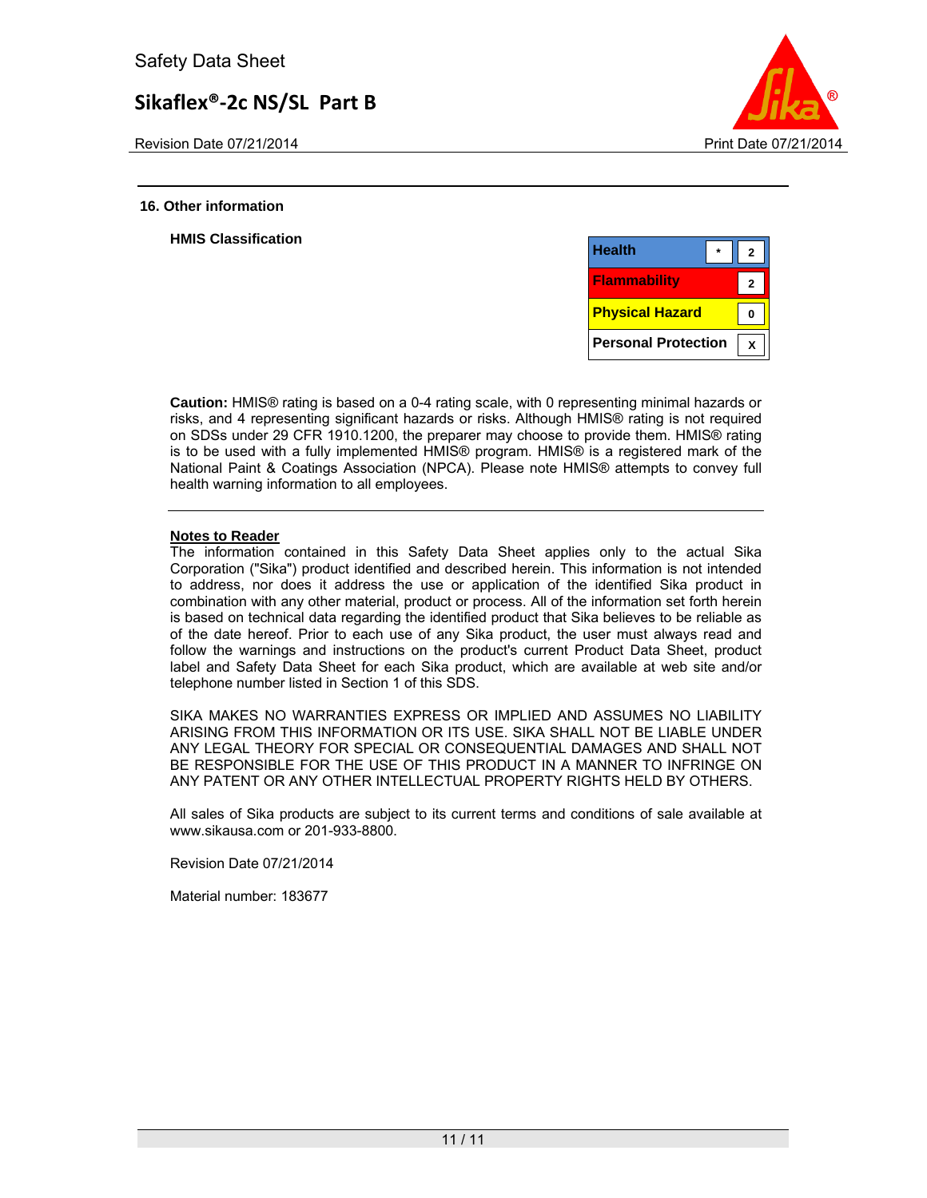## 16. Other information

### HMIS Classification

| | | |
|---|---|---|
| Health | * | 2 |
| Flammability | | 2 |
| Physical Hazard | | 0 |
| Personal Protection | | X |

**Caution:** HMIS® rating is based on a 0-4 rating scale, with 0 representing minimal hazards or risks, and 4 representing significant hazards or risks. Although HMIS® rating is not required on SDSs under 29 CFR 1910.1200, the preparer may choose to provide them. HMIS® rating is to be used with a fully implemented HMIS® program. HMIS® is a registered mark of the National Paint & Coatings Association (NPCA). Please note HMIS® attempts to convey full health warning information to all employees.

---

**Notes to Reader**

The information contained in this Safety Data Sheet applies only to the actual Sika Corporation ("Sika") product identified and described herein. This information is not intended to address, nor does it address the use or application of the identified Sika product in combination with any other material, product or process. All of the information set forth herein is based on technical data regarding the identified product that Sika believes to be reliable as of the date hereof. Prior to each use of any Sika product, the user must always read and follow the warnings and instructions on the product's current Product Data Sheet, product label and Safety Data Sheet for each Sika product, which are available at web site and/or telephone number listed in Section 1 of this SDS.

SIKA MAKES NO WARRANTIES EXPRESS OR IMPLIED AND ASSUMES NO LIABILITY ARISING FROM THIS INFORMATION OR ITS USE. SIKA SHALL NOT BE LIABLE UNDER ANY LEGAL THEORY FOR SPECIAL OR CONSEQUENTIAL DAMAGES AND SHALL NOT BE RESPONSIBLE FOR THE USE OF THIS PRODUCT IN A MANNER TO INFRINGE ON ANY PATENT OR ANY OTHER INTELLECTUAL PROPERTY RIGHTS HELD BY OTHERS.

All sales of Sika products are subject to its current terms and conditions of sale available at www.sikausa.com or 201-933-8800.

Revision Date 07/21/2014

Material number: 183677